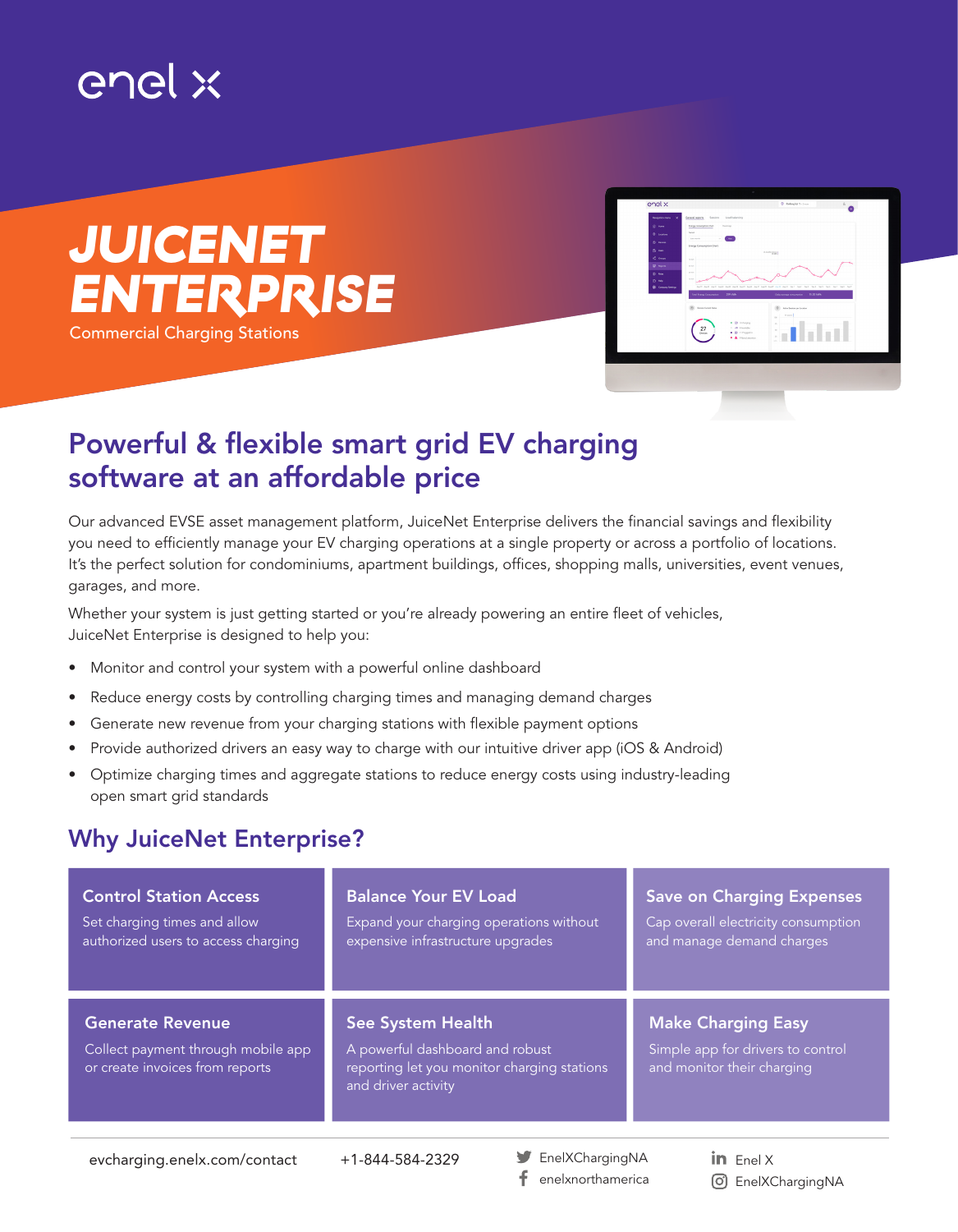enel x

# JUICENET ENTERPRISE

Commercial Charging Stations

## Powerful & flexible smart grid EV charging software at an affordable price

Our advanced EVSE asset management platform, JuiceNet Enterprise delivers the financial savings and flexibility you need to efficiently manage your EV charging operations at a single property or across a portfolio of locations. It's the perfect solution for condominiums, apartment buildings, offices, shopping malls, universities, event venues, garages, and more.

Whether your system is just getting started or you're already powering an entire fleet of vehicles, JuiceNet Enterprise is designed to help you:

- Monitor and control your system with a powerful online dashboard
- Reduce energy costs by controlling charging times and managing demand charges
- Generate new revenue from your charging stations with flexible payment options
- Provide authorized drivers an easy way to charge with our intuitive driver app (iOS & Android)
- Optimize charging times and aggregate stations to reduce energy costs using industry-leading open smart grid standards

## Why JuiceNet Enterprise?

### Control Station Access

Set charging times and allow authorized users to access charging

### Balance Your EV Load

Expand your charging operations without expensive infrastructure upgrades

### Save on Charging Expenses

Cap overall electricity consumption and manage demand charges

### Generate Revenue

Collect payment through mobile app or create invoices from reports

### See System Health

A powerful dashboard and robust reporting let you monitor charging stations and driver activity

### Make Charging Easy

Simple app for drivers to control and monitor their charging

evcharging.enelx.com/contact

+1-844-584-2329

EnelXChargingNA

enelxnorthamerica

Enel X

EnelXChargingNA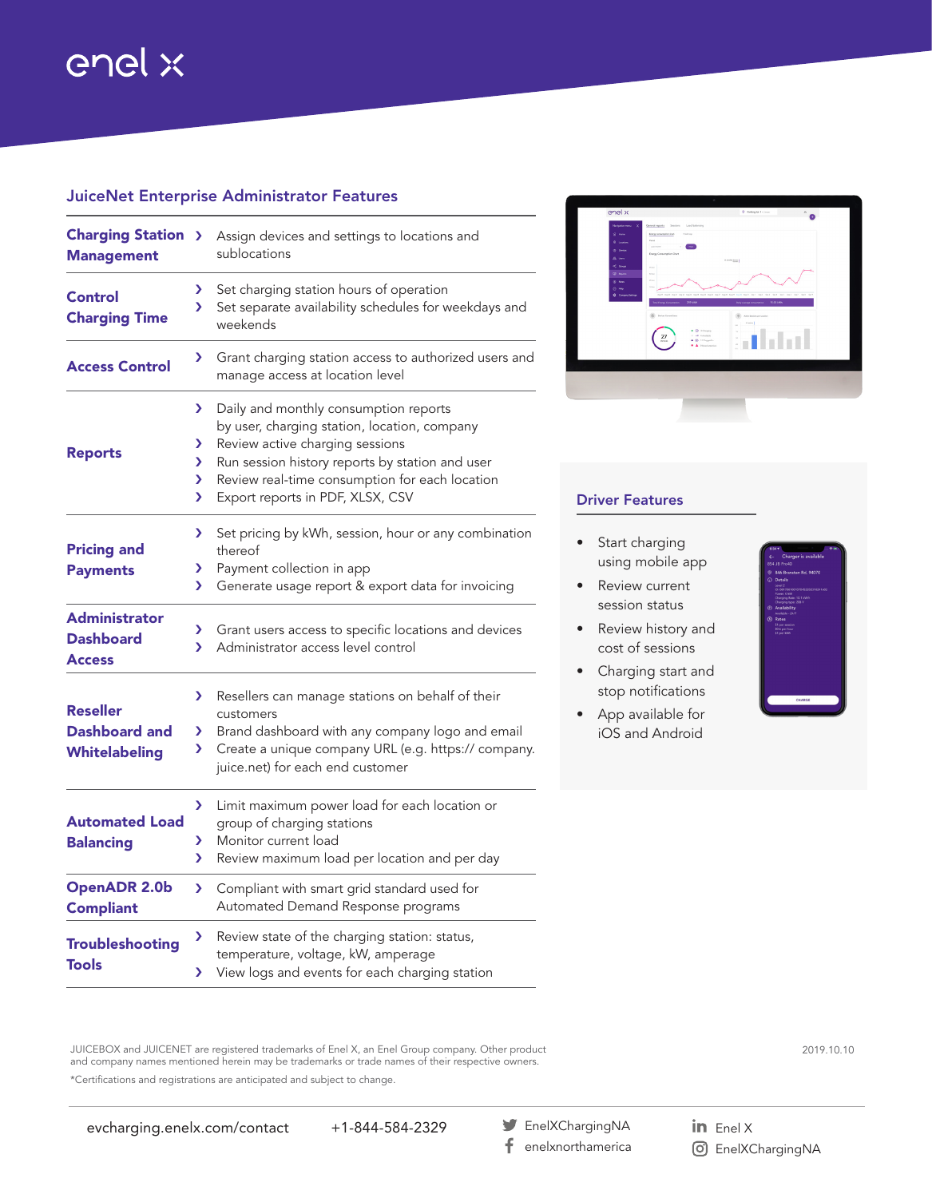enel x

## JuiceNet Enterprise Administrator Features

| | |
|---|---|
| **Charging Station Management** | › Assign devices and settings to locations and sublocations |
| **Control Charging Time** | › Set charging station hours of operation<br>› Set separate availability schedules for weekdays and weekends |
| **Access Control** | › Grant charging station access to authorized users and manage access at location level |
| **Reports** | › Daily and monthly consumption reports by user, charging station, location, company<br>› Review active charging sessions<br>› Run session history reports by station and user<br>› Review real-time consumption for each location<br>› Export reports in PDF, XLSX, CSV |
| **Pricing and Payments** | › Set pricing by kWh, session, hour or any combination thereof<br>› Payment collection in app<br>› Generate usage report & export data for invoicing |
| **Administrator Dashboard Access** | › Grant users access to specific locations and devices<br>› Administrator access level control |
| **Reseller Dashboard and Whitelabeling** | › Resellers can manage stations on behalf of their customers<br>› Brand dashboard with any company logo and email<br>› Create a unique company URL (e.g. https:// company.juice.net) for each end customer |
| **Automated Load Balancing** | › Limit maximum power load for each location or group of charging stations<br>› Monitor current load<br>› Review maximum load per location and per day |
| **OpenADR 2.0b Compliant** | › Compliant with smart grid standard used for Automated Demand Response programs |
| **Troubleshooting Tools** | › Review state of the charging station: status, temperature, voltage, kW, amperage<br>› View logs and events for each charging station |

## Driver Features

- Start charging using mobile app
- Review current session status
- Review history and cost of sessions
- Charging start and stop notifications
- App available for iOS and Android

JUICEBOX and JUICENET are registered trademarks of Enel X, an Enel Group company. Other product and company names mentioned herein may be trademarks or trade names of their respective owners.

*Certifications and registrations are anticipated and subject to change.

2019.10.10

evcharging.enelx.com/contact | +1-844-584-2329 | EnelXChargingNA | enelxnorthamerica | Enel X | EnelXChargingNA